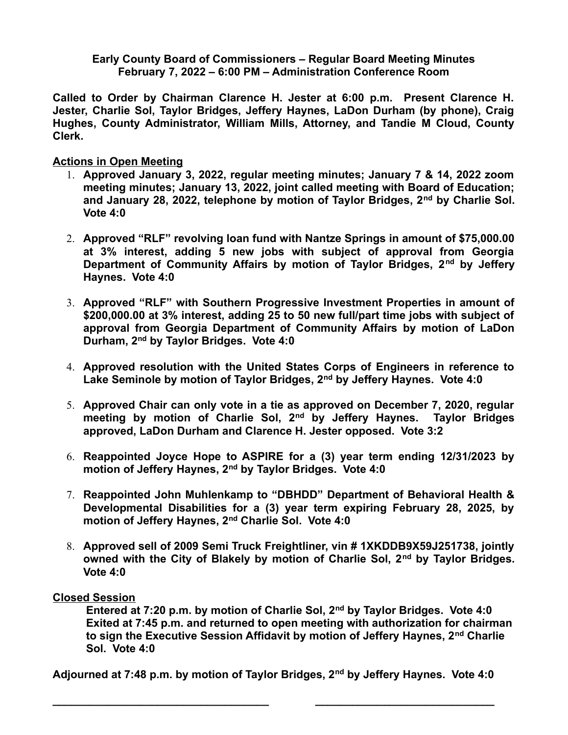**Early County Board of Commissioners – Regular Board Meeting Minutes**
**February 7, 2022 – 6:00 PM – Administration Conference Room**

**Called to Order by Chairman Clarence H. Jester at 6:00 p.m. Present Clarence H. Jester, Charlie Sol, Taylor Bridges, Jeffery Haynes, LaDon Durham (by phone), Craig Hughes, County Administrator, William Mills, Attorney, and Tandie M Cloud, County Clerk.**

## Actions in Open Meeting

1. **Approved January 3, 2022, regular meeting minutes; January 7 & 14, 2022 zoom meeting minutes; January 13, 2022, joint called meeting with Board of Education; and January 28, 2022, telephone by motion of Taylor Bridges, 2nd by Charlie Sol. Vote 4:0**

2. **Approved "RLF" revolving loan fund with Nantze Springs in amount of $75,000.00 at 3% interest, adding 5 new jobs with subject of approval from Georgia Department of Community Affairs by motion of Taylor Bridges, 2nd by Jeffery Haynes. Vote 4:0**

3. **Approved "RLF" with Southern Progressive Investment Properties in amount of $200,000.00 at 3% interest, adding 25 to 50 new full/part time jobs with subject of approval from Georgia Department of Community Affairs by motion of LaDon Durham, 2nd by Taylor Bridges. Vote 4:0**

4. **Approved resolution with the United States Corps of Engineers in reference to Lake Seminole by motion of Taylor Bridges, 2nd by Jeffery Haynes. Vote 4:0**

5. **Approved Chair can only vote in a tie as approved on December 7, 2020, regular meeting by motion of Charlie Sol, 2nd by Jeffery Haynes. Taylor Bridges approved, LaDon Durham and Clarence H. Jester opposed. Vote 3:2**

6. **Reappointed Joyce Hope to ASPIRE for a (3) year term ending 12/31/2023 by motion of Jeffery Haynes, 2nd by Taylor Bridges. Vote 4:0**

7. **Reappointed John Muhlenkamp to "DBHDD" Department of Behavioral Health & Developmental Disabilities for a (3) year term expiring February 28, 2025, by motion of Jeffery Haynes, 2nd Charlie Sol. Vote 4:0**

8. **Approved sell of 2009 Semi Truck Freightliner, vin # 1XKDDB9X59J251738, jointly owned with the City of Blakely by motion of Charlie Sol, 2nd by Taylor Bridges. Vote 4:0**

## Closed Session

**Entered at 7:20 p.m. by motion of Charlie Sol, 2nd by Taylor Bridges. Vote 4:0**
**Exited at 7:45 p.m. and returned to open meeting with authorization for chairman to sign the Executive Session Affidavit by motion of Jeffery Haynes, 2nd Charlie Sol. Vote 4:0**

**Adjourned at 7:48 p.m. by motion of Taylor Bridges, 2nd by Jeffery Haynes. Vote 4:0**

\_\_\_\_\_\_\_\_\_\_\_\_\_\_\_\_\_\_\_\_\_\_\_\_\_\_\_\_\_\_\_\_\_\_\_ \_\_\_\_\_\_\_\_\_\_\_\_\_\_\_\_\_\_\_\_\_\_\_\_\_\_\_\_\_\_\_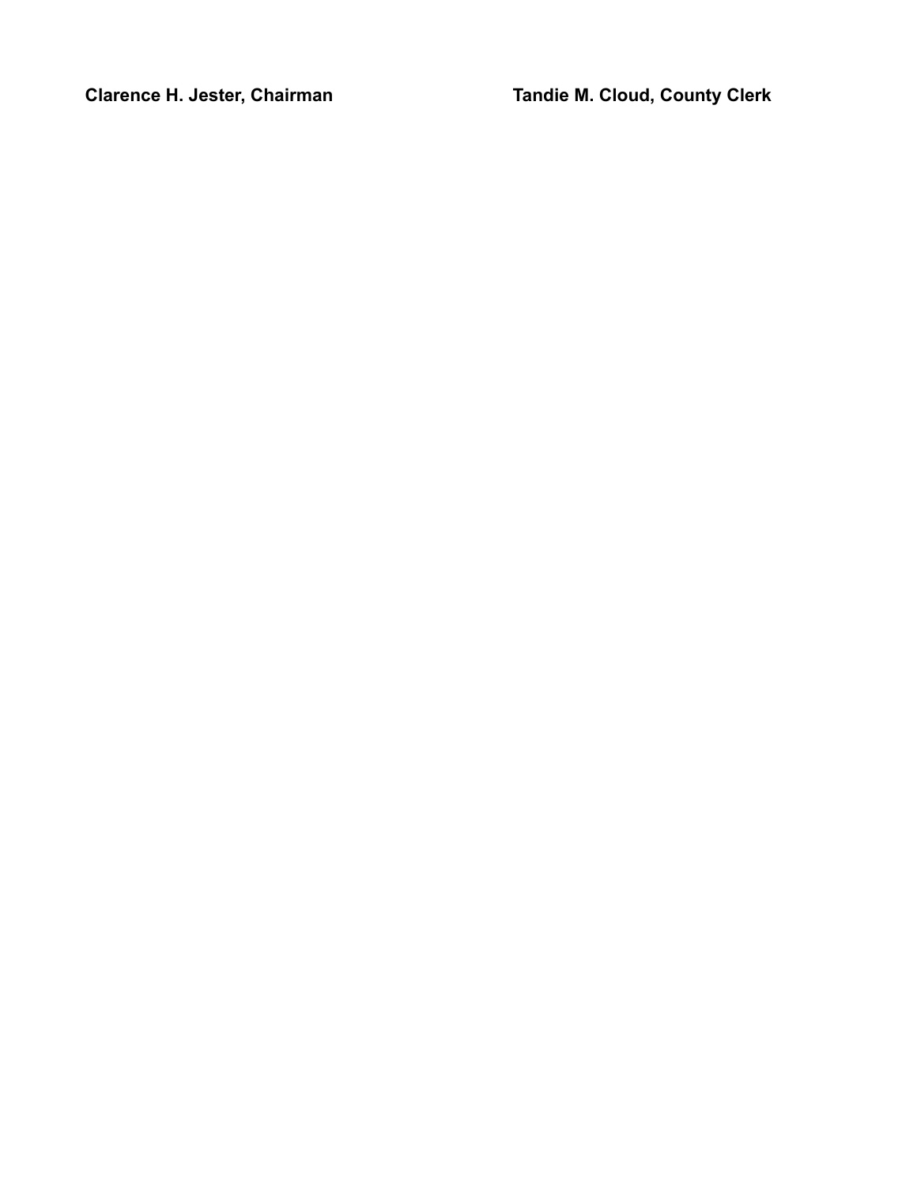**Clarence H. Jester, Chairman**

**Tandie M. Cloud, County Clerk**